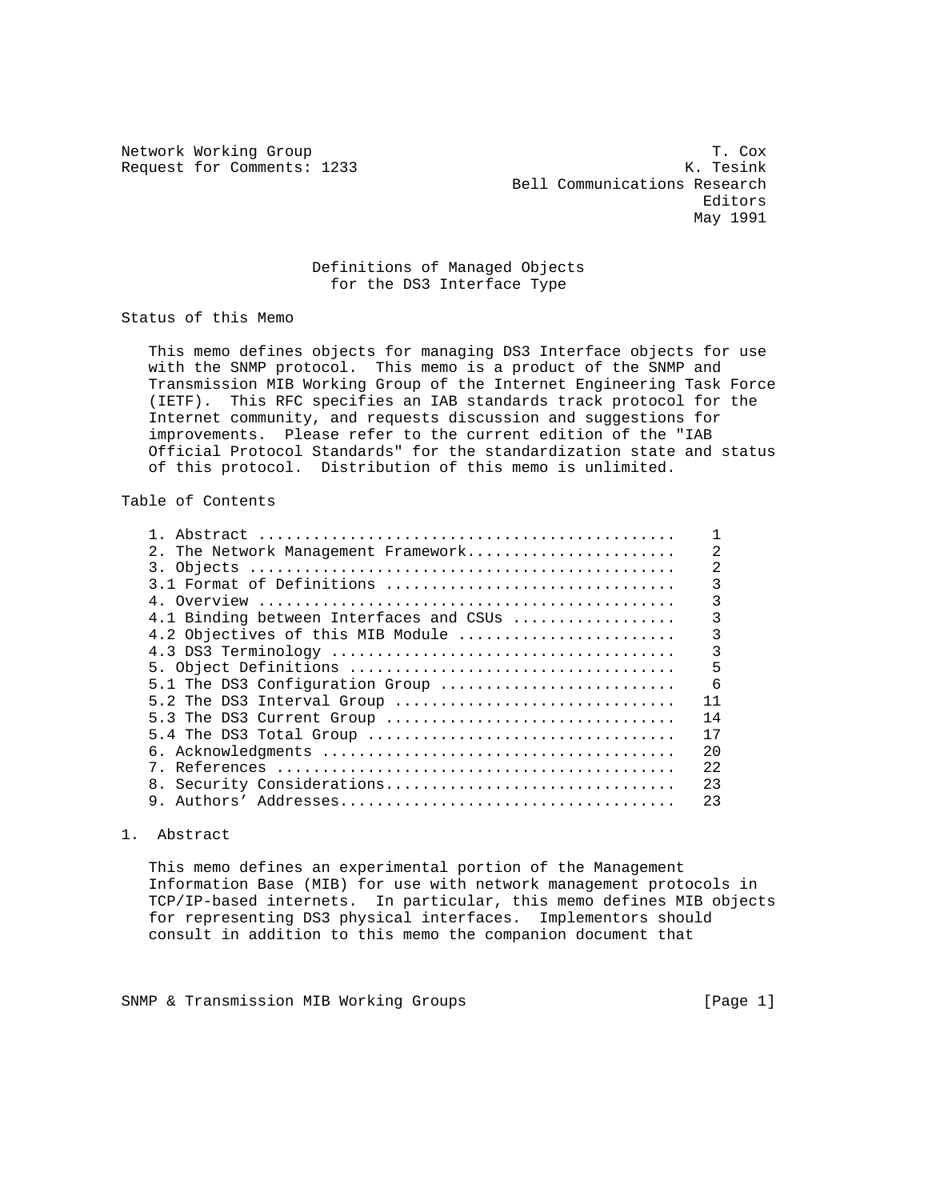Network Working Group T. Cox
Request for Comments: 1233 K. Tesink
Bell Communications Research
Editors
May 1991

# Definitions of Managed Objects for the DS3 Interface Type

## Status of this Memo

This memo defines objects for managing DS3 Interface objects for use with the SNMP protocol. This memo is a product of the SNMP and Transmission MIB Working Group of the Internet Engineering Task Force (IETF). This RFC specifies an IAB standards track protocol for the Internet community, and requests discussion and suggestions for improvements. Please refer to the current edition of the "IAB Official Protocol Standards" for the standardization state and status of this protocol. Distribution of this memo is unlimited.

## Table of Contents

| Section | Page |
| --- | --- |
| 1. Abstract | 1 |
| 2. The Network Management Framework | 2 |
| 3. Objects | 2 |
| 3.1 Format of Definitions | 3 |
| 4. Overview | 3 |
| 4.1 Binding between Interfaces and CSUs | 3 |
| 4.2 Objectives of this MIB Module | 3 |
| 4.3 DS3 Terminology | 3 |
| 5. Object Definitions | 5 |
| 5.1 The DS3 Configuration Group | 6 |
| 5.2 The DS3 Interval Group | 11 |
| 5.3 The DS3 Current Group | 14 |
| 5.4 The DS3 Total Group | 17 |
| 6. Acknowledgments | 20 |
| 7. References | 22 |
| 8. Security Considerations | 23 |
| 9. Authors' Addresses | 23 |

## 1. Abstract

This memo defines an experimental portion of the Management Information Base (MIB) for use with network management protocols in TCP/IP-based internets. In particular, this memo defines MIB objects for representing DS3 physical interfaces. Implementors should consult in addition to this memo the companion document that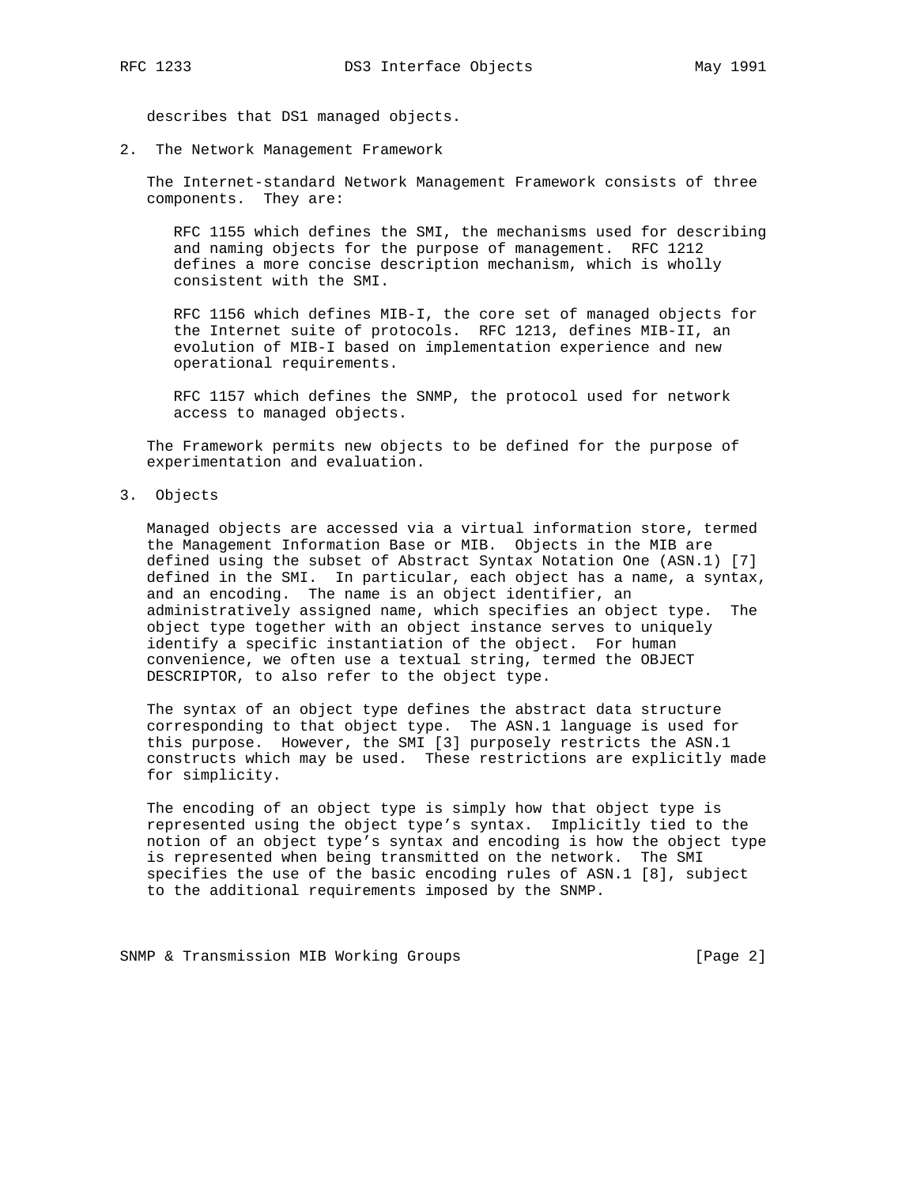describes that DS1 managed objects.

## 2. The Network Management Framework

The Internet-standard Network Management Framework consists of three components. They are:

RFC 1155 which defines the SMI, the mechanisms used for describing and naming objects for the purpose of management. RFC 1212 defines a more concise description mechanism, which is wholly consistent with the SMI.

RFC 1156 which defines MIB-I, the core set of managed objects for the Internet suite of protocols. RFC 1213, defines MIB-II, an evolution of MIB-I based on implementation experience and new operational requirements.

RFC 1157 which defines the SNMP, the protocol used for network access to managed objects.

The Framework permits new objects to be defined for the purpose of experimentation and evaluation.

## 3. Objects

Managed objects are accessed via a virtual information store, termed the Management Information Base or MIB. Objects in the MIB are defined using the subset of Abstract Syntax Notation One (ASN.1) [7] defined in the SMI. In particular, each object has a name, a syntax, and an encoding. The name is an object identifier, an administratively assigned name, which specifies an object type. The object type together with an object instance serves to uniquely identify a specific instantiation of the object. For human convenience, we often use a textual string, termed the OBJECT DESCRIPTOR, to also refer to the object type.

The syntax of an object type defines the abstract data structure corresponding to that object type. The ASN.1 language is used for this purpose. However, the SMI [3] purposely restricts the ASN.1 constructs which may be used. These restrictions are explicitly made for simplicity.

The encoding of an object type is simply how that object type is represented using the object type's syntax. Implicitly tied to the notion of an object type's syntax and encoding is how the object type is represented when being transmitted on the network. The SMI specifies the use of the basic encoding rules of ASN.1 [8], subject to the additional requirements imposed by the SNMP.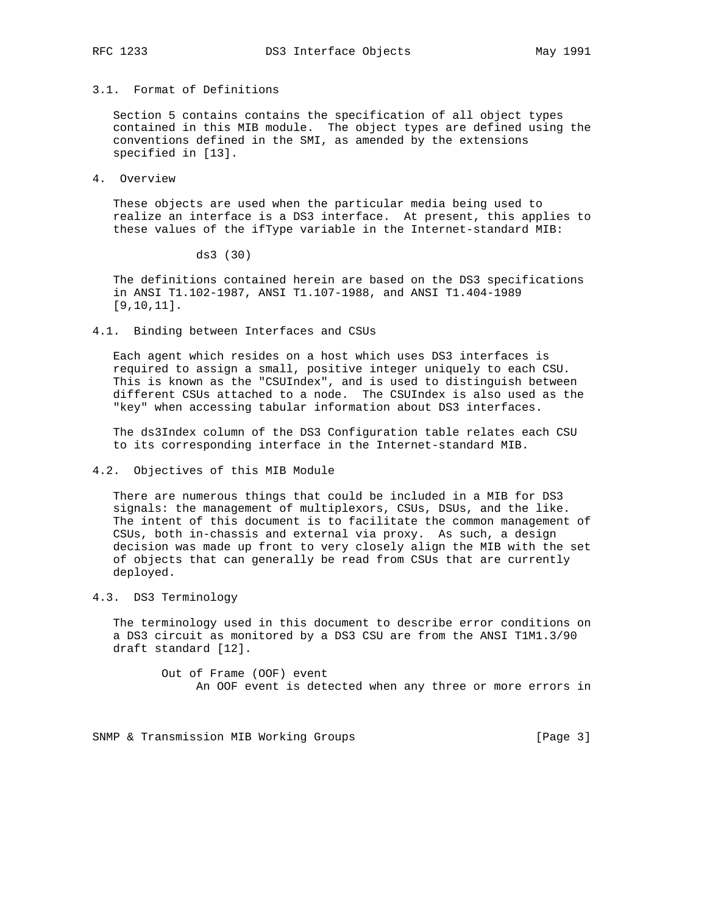### 3.1. Format of Definitions

Section 5 contains contains the specification of all object types contained in this MIB module. The object types are defined using the conventions defined in the SMI, as amended by the extensions specified in [13].

## 4. Overview

These objects are used when the particular media being used to realize an interface is a DS3 interface. At present, this applies to these values of the ifType variable in the Internet-standard MIB:

ds3 (30)

The definitions contained herein are based on the DS3 specifications in ANSI T1.102-1987, ANSI T1.107-1988, and ANSI T1.404-1989 [9,10,11].

### 4.1. Binding between Interfaces and CSUs

Each agent which resides on a host which uses DS3 interfaces is required to assign a small, positive integer uniquely to each CSU. This is known as the "CSUIndex", and is used to distinguish between different CSUs attached to a node. The CSUIndex is also used as the "key" when accessing tabular information about DS3 interfaces.

The ds3Index column of the DS3 Configuration table relates each CSU to its corresponding interface in the Internet-standard MIB.

### 4.2. Objectives of this MIB Module

There are numerous things that could be included in a MIB for DS3 signals: the management of multiplexors, CSUs, DSUs, and the like. The intent of this document is to facilitate the common management of CSUs, both in-chassis and external via proxy. As such, a design decision was made up front to very closely align the MIB with the set of objects that can generally be read from CSUs that are currently deployed.

### 4.3. DS3 Terminology

The terminology used in this document to describe error conditions on a DS3 circuit as monitored by a DS3 CSU are from the ANSI T1M1.3/90 draft standard [12].

Out of Frame (OOF) event
: An OOF event is detected when any three or more errors in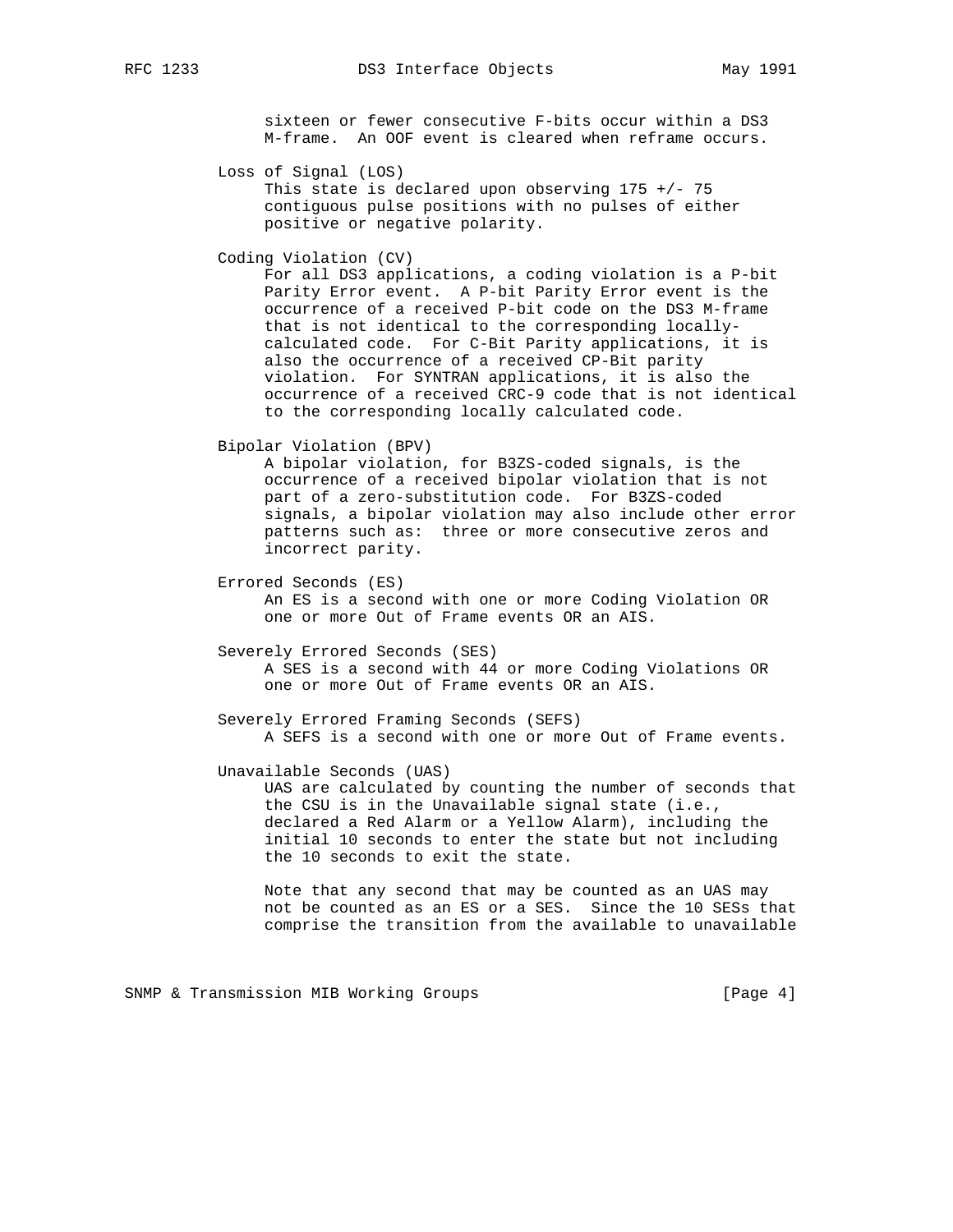sixteen or fewer consecutive F-bits occur within a DS3 M-frame. An OOF event is cleared when reframe occurs.

**Loss of Signal (LOS)**

This state is declared upon observing 175 +/- 75 contiguous pulse positions with no pulses of either positive or negative polarity.

**Coding Violation (CV)**

For all DS3 applications, a coding violation is a P-bit Parity Error event. A P-bit Parity Error event is the occurrence of a received P-bit code on the DS3 M-frame that is not identical to the corresponding locally-calculated code. For C-Bit Parity applications, it is also the occurrence of a received CP-Bit parity violation. For SYNTRAN applications, it is also the occurrence of a received CRC-9 code that is not identical to the corresponding locally calculated code.

**Bipolar Violation (BPV)**

A bipolar violation, for B3ZS-coded signals, is the occurrence of a received bipolar violation that is not part of a zero-substitution code. For B3ZS-coded signals, a bipolar violation may also include other error patterns such as: three or more consecutive zeros and incorrect parity.

**Errored Seconds (ES)**

An ES is a second with one or more Coding Violation OR one or more Out of Frame events OR an AIS.

**Severely Errored Seconds (SES)**

A SES is a second with 44 or more Coding Violations OR one or more Out of Frame events OR an AIS.

**Severely Errored Framing Seconds (SEFS)**

A SEFS is a second with one or more Out of Frame events.

**Unavailable Seconds (UAS)**

UAS are calculated by counting the number of seconds that the CSU is in the Unavailable signal state (i.e., declared a Red Alarm or a Yellow Alarm), including the initial 10 seconds to enter the state but not including the 10 seconds to exit the state.

Note that any second that may be counted as an UAS may not be counted as an ES or a SES. Since the 10 SESs that comprise the transition from the available to unavailable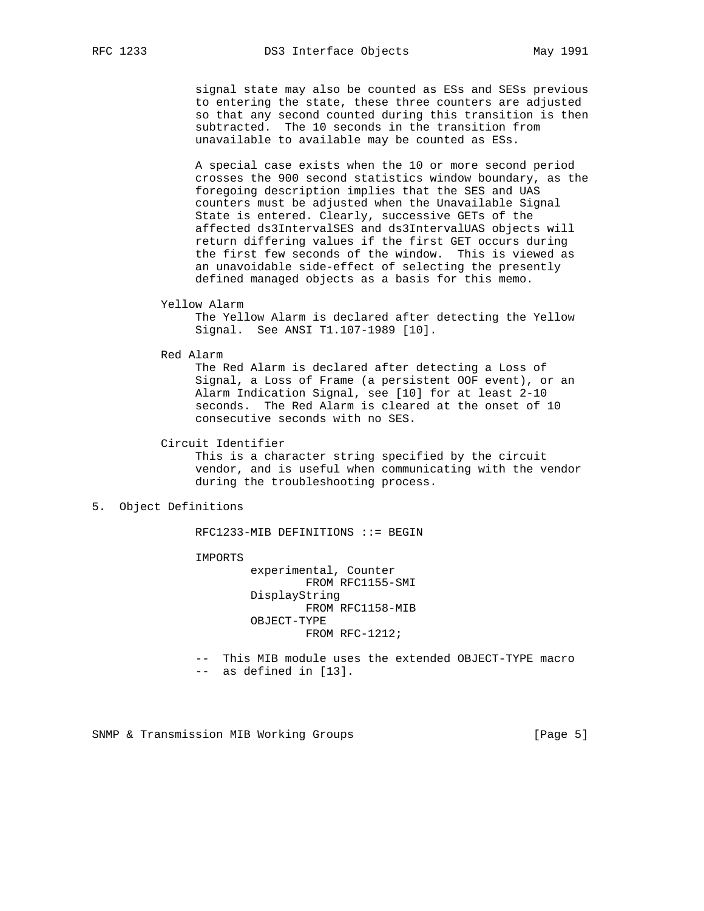signal state may also be counted as ESs and SESs previous to entering the state, these three counters are adjusted so that any second counted during this transition is then subtracted. The 10 seconds in the transition from unavailable to available may be counted as ESs.

A special case exists when the 10 or more second period crosses the 900 second statistics window boundary, as the foregoing description implies that the SES and UAS counters must be adjusted when the Unavailable Signal State is entered. Clearly, successive GETs of the affected ds3IntervalSES and ds3IntervalUAS objects will return differing values if the first GET occurs during the first few seconds of the window. This is viewed as an unavoidable side-effect of selecting the presently defined managed objects as a basis for this memo.

Yellow Alarm
: The Yellow Alarm is declared after detecting the Yellow Signal. See ANSI T1.107-1989 [10].

Red Alarm
: The Red Alarm is declared after detecting a Loss of Signal, a Loss of Frame (a persistent OOF event), or an Alarm Indication Signal, see [10] for at least 2-10 seconds. The Red Alarm is cleared at the onset of 10 consecutive seconds with no SES.

Circuit Identifier
: This is a character string specified by the circuit vendor, and is useful when communicating with the vendor during the troubleshooting process.

## 5. Object Definitions

```
RFC1233-MIB DEFINITIONS ::= BEGIN

IMPORTS
        experimental, Counter
                FROM RFC1155-SMI
        DisplayString
                FROM RFC1158-MIB
        OBJECT-TYPE
                FROM RFC-1212;

--  This MIB module uses the extended OBJECT-TYPE macro
--  as defined in [13].
```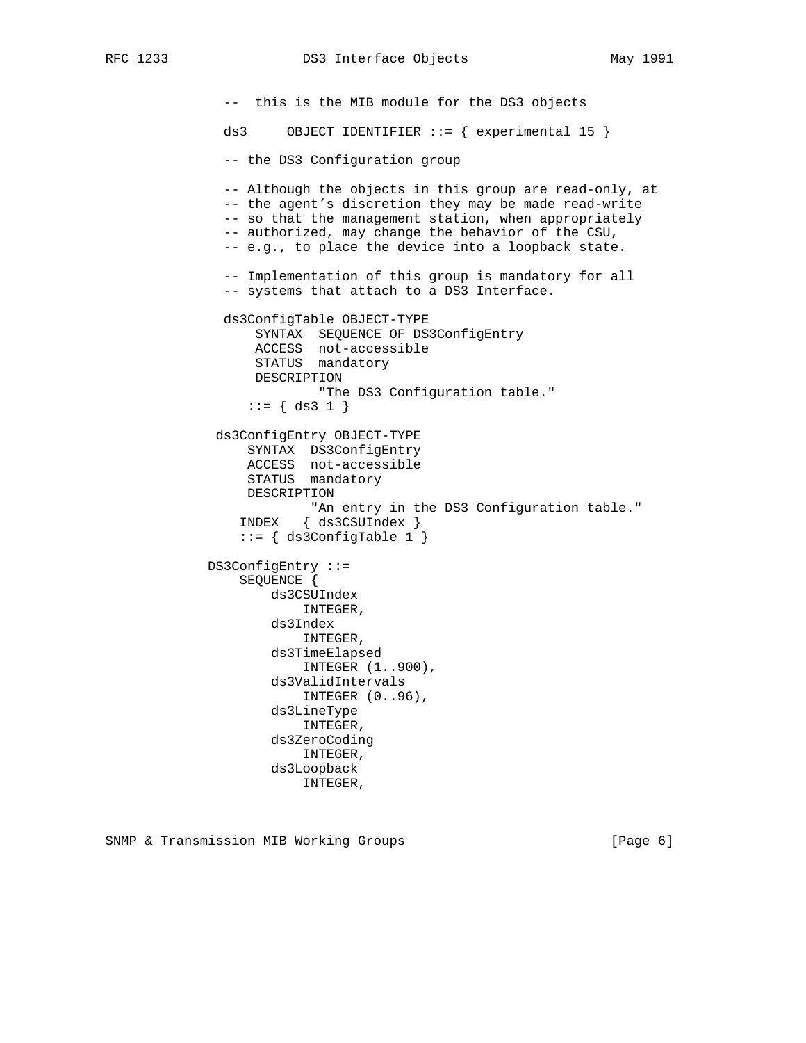```
          --  this is the MIB module for the DS3 objects

          ds3     OBJECT IDENTIFIER ::= { experimental 15 }

          -- the DS3 Configuration group

          -- Although the objects in this group are read-only, at
          -- the agent's discretion they may be made read-write
          -- so that the management station, when appropriately
          -- authorized, may change the behavior of the CSU,
          -- e.g., to place the device into a loopback state.

          -- Implementation of this group is mandatory for all
          -- systems that attach to a DS3 Interface.

          ds3ConfigTable OBJECT-TYPE
              SYNTAX  SEQUENCE OF DS3ConfigEntry
              ACCESS  not-accessible
              STATUS  mandatory
              DESCRIPTION
                      "The DS3 Configuration table."
             ::= { ds3 1 }

         ds3ConfigEntry OBJECT-TYPE
             SYNTAX  DS3ConfigEntry
             ACCESS  not-accessible
             STATUS  mandatory
             DESCRIPTION
                     "An entry in the DS3 Configuration table."
            INDEX   { ds3CSUIndex }
            ::= { ds3ConfigTable 1 }

        DS3ConfigEntry ::=
            SEQUENCE {
                ds3CSUIndex
                    INTEGER,
                ds3Index
                    INTEGER,
                ds3TimeElapsed
                    INTEGER (1..900),
                ds3ValidIntervals
                    INTEGER (0..96),
                ds3LineType
                    INTEGER,
                ds3ZeroCoding
                    INTEGER,
                ds3Loopback
                    INTEGER,
```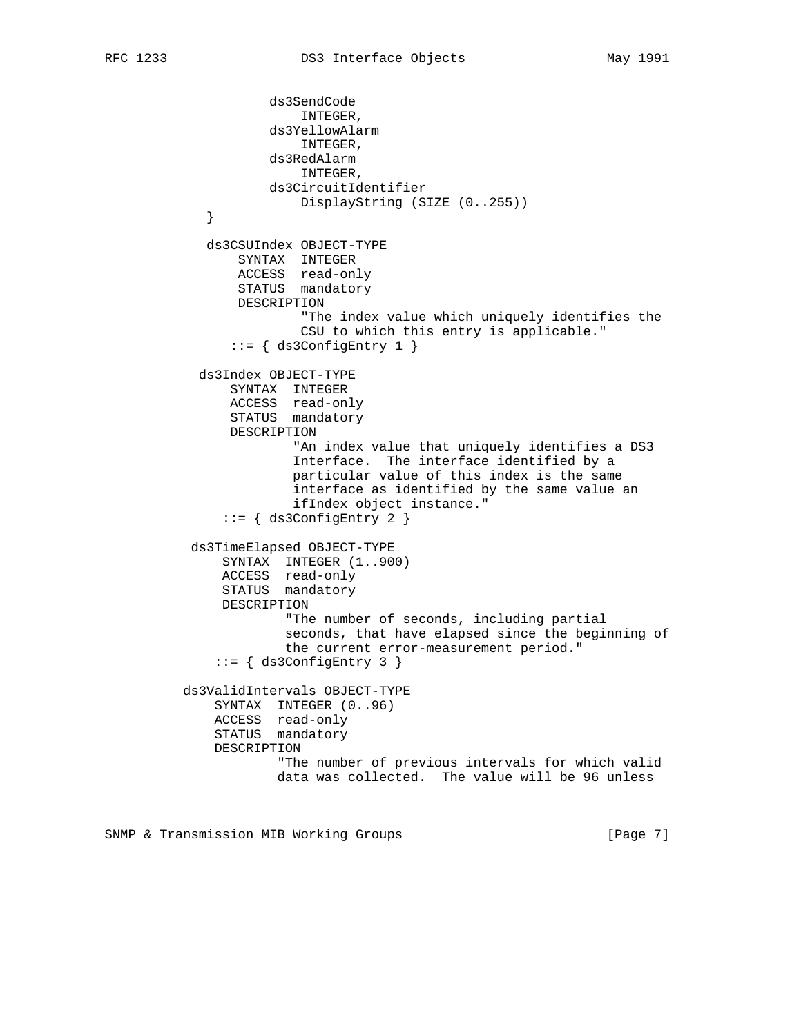```
                ds3SendCode
                    INTEGER,
                ds3YellowAlarm
                    INTEGER,
                ds3RedAlarm
                    INTEGER,
                ds3CircuitIdentifier
                    DisplayString (SIZE (0..255))
        }

        ds3CSUIndex OBJECT-TYPE
            SYNTAX  INTEGER
            ACCESS  read-only
            STATUS  mandatory
            DESCRIPTION
                    "The index value which uniquely identifies the
                    CSU to which this entry is applicable."
          ::= { ds3ConfigEntry 1 }

       ds3Index OBJECT-TYPE
           SYNTAX  INTEGER
           ACCESS  read-only
           STATUS  mandatory
           DESCRIPTION
                   "An index value that uniquely identifies a DS3
                   Interface.  The interface identified by a
                   particular value of this index is the same
                   interface as identified by the same value an
                   ifIndex object instance."
         ::= { ds3ConfigEntry 2 }

      ds3TimeElapsed OBJECT-TYPE
          SYNTAX  INTEGER (1..900)
          ACCESS  read-only
          STATUS  mandatory
          DESCRIPTION
                  "The number of seconds, including partial
                  seconds, that have elapsed since the beginning of
                  the current error-measurement period."
        ::= { ds3ConfigEntry 3 }

     ds3ValidIntervals OBJECT-TYPE
         SYNTAX  INTEGER (0..96)
         ACCESS  read-only
         STATUS  mandatory
         DESCRIPTION
                 "The number of previous intervals for which valid
                 data was collected.  The value will be 96 unless
```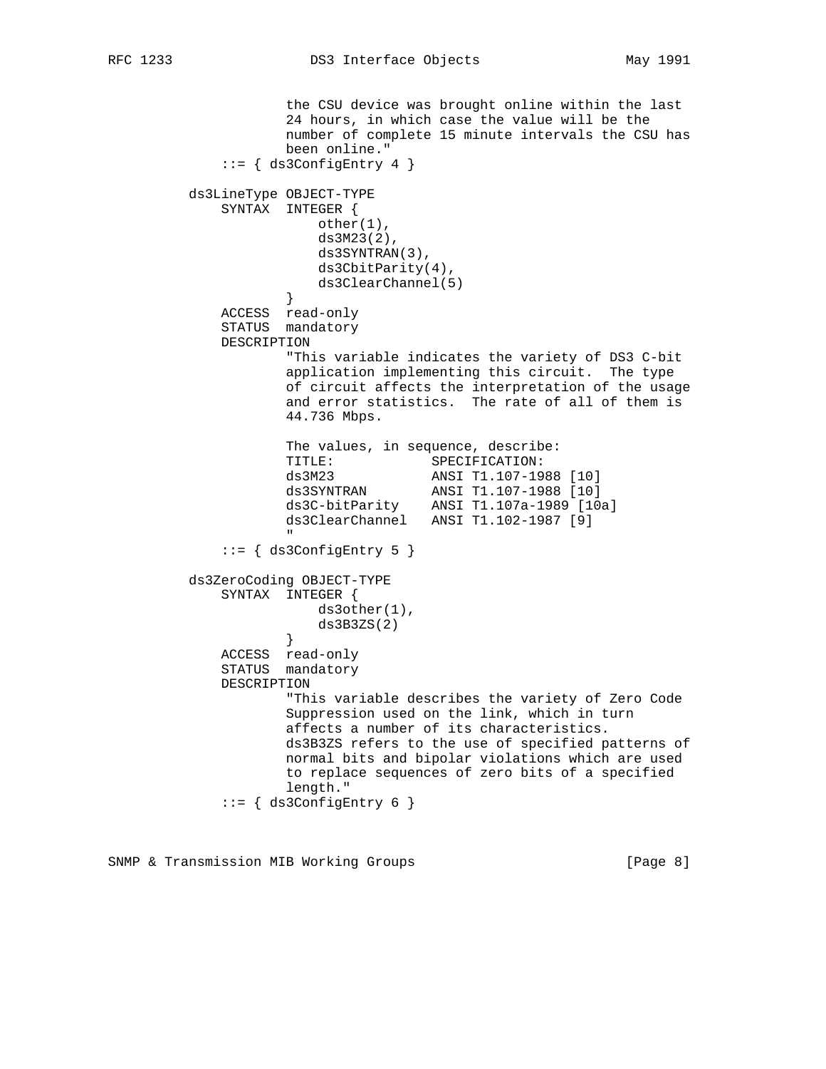```
                 the CSU device was brought online within the last
                 24 hours, in which case the value will be the
                 number of complete 15 minute intervals the CSU has
                 been online."
         ::= { ds3ConfigEntry 4 }

     ds3LineType OBJECT-TYPE
         SYNTAX  INTEGER {
                     other(1),
                     ds3M23(2),
                     ds3SYNTRAN(3),
                     ds3CbitParity(4),
                     ds3ClearChannel(5)
                 }
         ACCESS  read-only
         STATUS  mandatory
         DESCRIPTION
                 "This variable indicates the variety of DS3 C-bit
                 application implementing this circuit.  The type
                 of circuit affects the interpretation of the usage
                 and error statistics.  The rate of all of them is
                 44.736 Mbps.

                 The values, in sequence, describe:
                 TITLE:            SPECIFICATION:
                 ds3M23            ANSI T1.107-1988 [10]
                 ds3SYNTRAN        ANSI T1.107-1988 [10]
                 ds3C-bitParity    ANSI T1.107a-1989 [10a]
                 ds3ClearChannel   ANSI T1.102-1987 [9]
                 "
         ::= { ds3ConfigEntry 5 }

     ds3ZeroCoding OBJECT-TYPE
         SYNTAX  INTEGER {
                     ds3other(1),
                     ds3B3ZS(2)
                 }
         ACCESS  read-only
         STATUS  mandatory
         DESCRIPTION
                 "This variable describes the variety of Zero Code
                 Suppression used on the link, which in turn
                 affects a number of its characteristics.
                 ds3B3ZS refers to the use of specified patterns of
                 normal bits and bipolar violations which are used
                 to replace sequences of zero bits of a specified
                 length."
         ::= { ds3ConfigEntry 6 }
```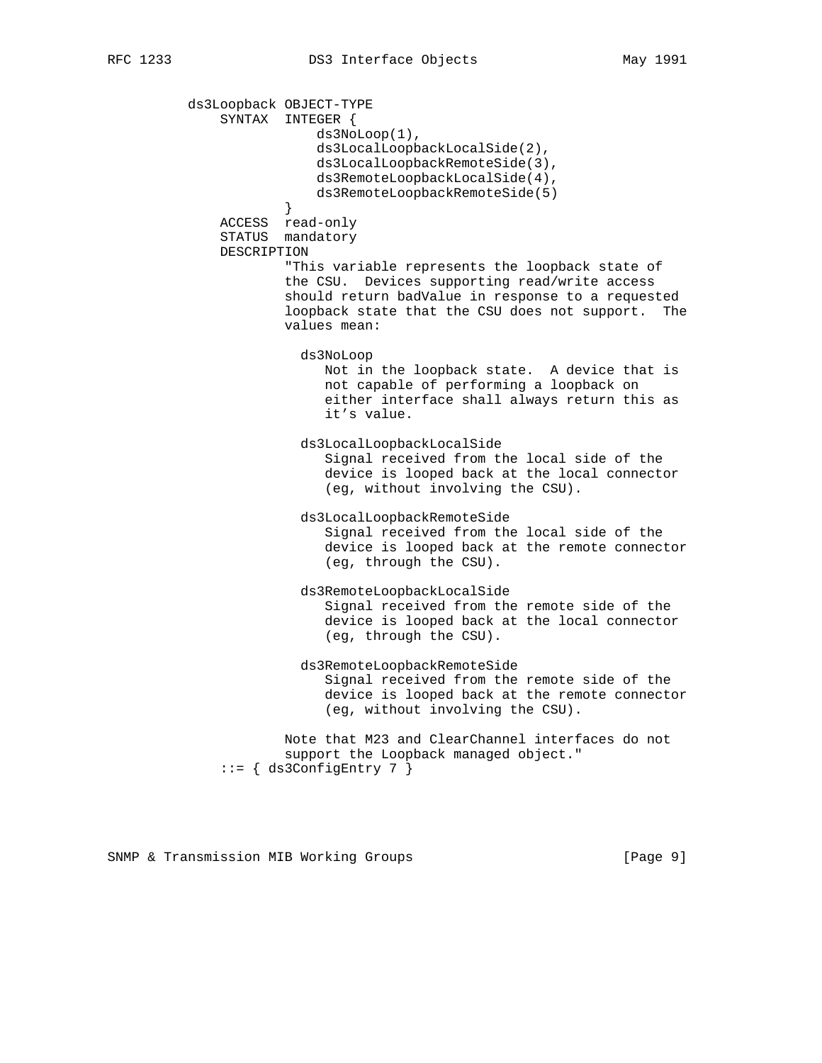```
ds3Loopback OBJECT-TYPE
    SYNTAX  INTEGER {
                ds3NoLoop(1),
                ds3LocalLoopbackLocalSide(2),
                ds3LocalLoopbackRemoteSide(3),
                ds3RemoteLoopbackLocalSide(4),
                ds3RemoteLoopbackRemoteSide(5)
            }
    ACCESS  read-only
    STATUS  mandatory
    DESCRIPTION
            "This variable represents the loopback state of
            the CSU.  Devices supporting read/write access
            should return badValue in response to a requested
            loopback state that the CSU does not support.  The
            values mean:

              ds3NoLoop
                 Not in the loopback state.  A device that is
                 not capable of performing a loopback on
                 either interface shall always return this as
                 it's value.

              ds3LocalLoopbackLocalSide
                 Signal received from the local side of the
                 device is looped back at the local connector
                 (eg, without involving the CSU).

              ds3LocalLoopbackRemoteSide
                 Signal received from the local side of the
                 device is looped back at the remote connector
                 (eg, through the CSU).

              ds3RemoteLoopbackLocalSide
                 Signal received from the remote side of the
                 device is looped back at the local connector
                 (eg, through the CSU).

              ds3RemoteLoopbackRemoteSide
                 Signal received from the remote side of the
                 device is looped back at the remote connector
                 (eg, without involving the CSU).

            Note that M23 and ClearChannel interfaces do not
            support the Loopback managed object."
    ::= { ds3ConfigEntry 7 }
```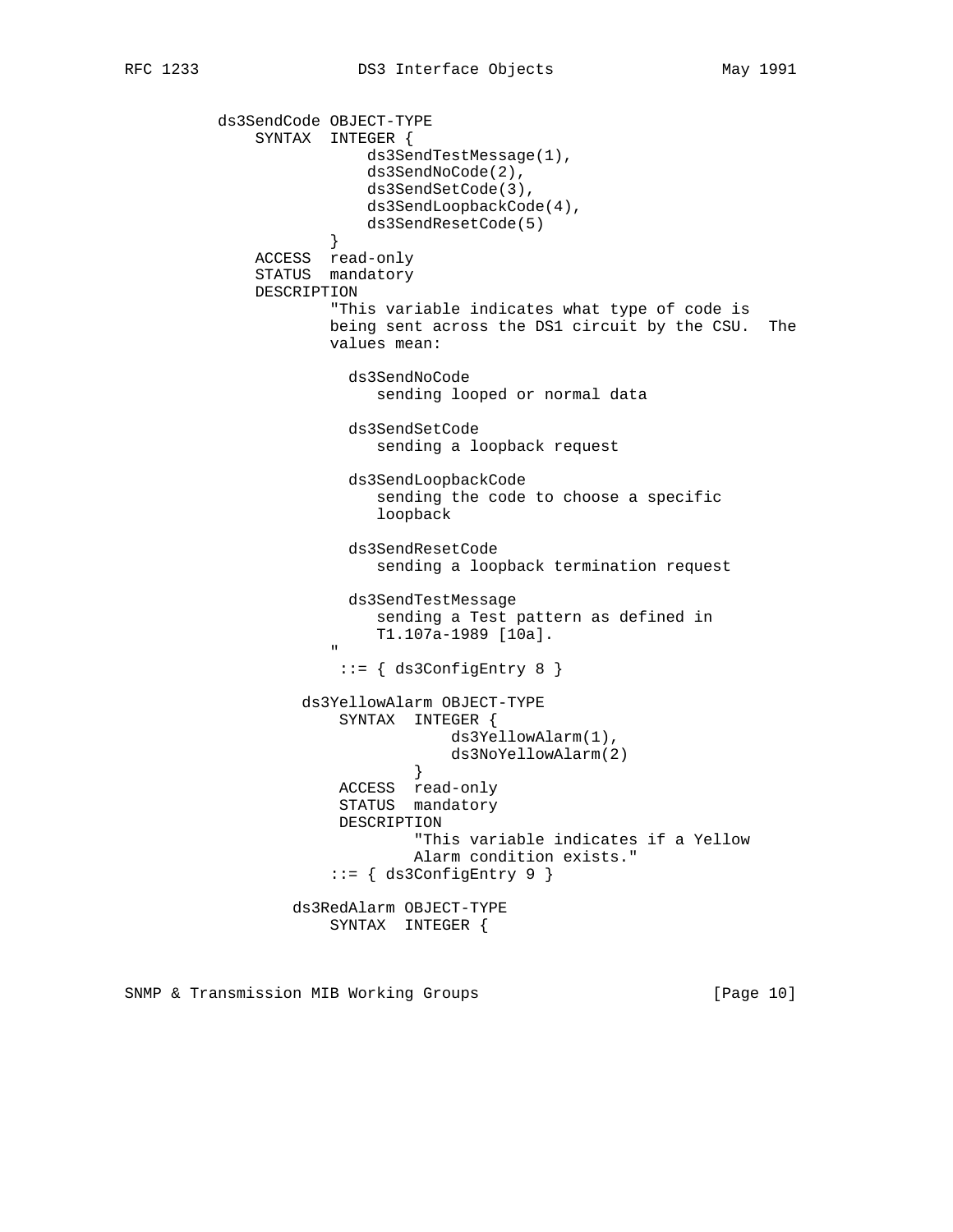```
          ds3SendCode OBJECT-TYPE
              SYNTAX  INTEGER {
                          ds3SendTestMessage(1),
                          ds3SendNoCode(2),
                          ds3SendSetCode(3),
                          ds3SendLoopbackCode(4),
                          ds3SendResetCode(5)
                      }
              ACCESS  read-only
              STATUS  mandatory
              DESCRIPTION
                      "This variable indicates what type of code is
                      being sent across the DS1 circuit by the CSU.  The
                      values mean:

                        ds3SendNoCode
                           sending looped or normal data

                        ds3SendSetCode
                           sending a loopback request

                        ds3SendLoopbackCode
                           sending the code to choose a specific
                           loopback

                        ds3SendResetCode
                           sending a loopback termination request

                        ds3SendTestMessage
                           sending a Test pattern as defined in
                           T1.107a-1989 [10a].
                      "
                       ::= { ds3ConfigEntry 8 }

               ds3YellowAlarm OBJECT-TYPE
                   SYNTAX  INTEGER {
                               ds3YellowAlarm(1),
                               ds3NoYellowAlarm(2)
                           }
                   ACCESS  read-only
                   STATUS  mandatory
                   DESCRIPTION
                           "This variable indicates if a Yellow
                           Alarm condition exists."
                  ::= { ds3ConfigEntry 9 }

              ds3RedAlarm OBJECT-TYPE
                  SYNTAX  INTEGER {
```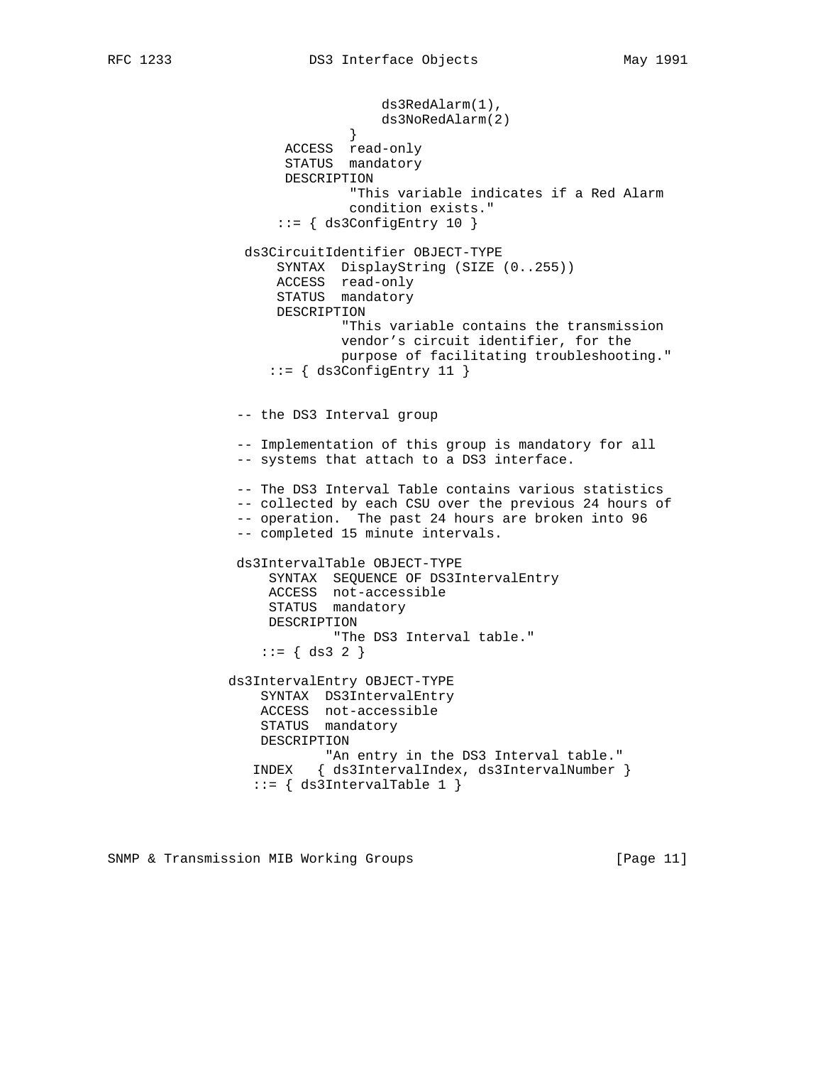```
                          ds3RedAlarm(1),
                          ds3NoRedAlarm(2)
                      }
              ACCESS  read-only
              STATUS  mandatory
              DESCRIPTION
                      "This variable indicates if a Red Alarm
                      condition exists."
             ::= { ds3ConfigEntry 10 }

          ds3CircuitIdentifier OBJECT-TYPE
              SYNTAX  DisplayString (SIZE (0..255))
              ACCESS  read-only
              STATUS  mandatory
              DESCRIPTION
                      "This variable contains the transmission
                      vendor's circuit identifier, for the
                      purpose of facilitating troubleshooting."
             ::= { ds3ConfigEntry 11 }


          -- the DS3 Interval group

          -- Implementation of this group is mandatory for all
          -- systems that attach to a DS3 interface.

          -- The DS3 Interval Table contains various statistics
          -- collected by each CSU over the previous 24 hours of
          -- operation.  The past 24 hours are broken into 96
          -- completed 15 minute intervals.

          ds3IntervalTable OBJECT-TYPE
              SYNTAX  SEQUENCE OF DS3IntervalEntry
              ACCESS  not-accessible
              STATUS  mandatory
              DESCRIPTION
                      "The DS3 Interval table."
             ::= { ds3 2 }

          ds3IntervalEntry OBJECT-TYPE
              SYNTAX  DS3IntervalEntry
              ACCESS  not-accessible
              STATUS  mandatory
              DESCRIPTION
                      "An entry in the DS3 Interval table."
             INDEX   { ds3IntervalIndex, ds3IntervalNumber }
             ::= { ds3IntervalTable 1 }
```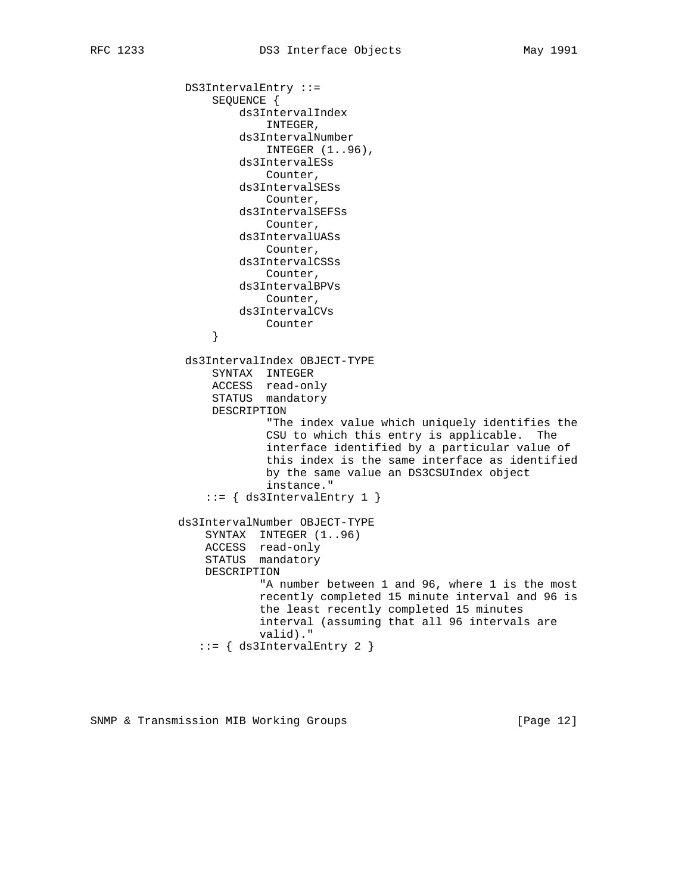```
          DS3IntervalEntry ::=
              SEQUENCE {
                  ds3IntervalIndex
                      INTEGER,
                  ds3IntervalNumber
                      INTEGER (1..96),
                  ds3IntervalESs
                      Counter,
                  ds3IntervalSESs
                      Counter,
                  ds3IntervalSEFSs
                      Counter,
                  ds3IntervalUASs
                      Counter,
                  ds3IntervalCSSs
                      Counter,
                  ds3IntervalBPVs
                      Counter,
                  ds3IntervalCVs
                      Counter
              }

          ds3IntervalIndex OBJECT-TYPE
              SYNTAX  INTEGER
              ACCESS  read-only
              STATUS  mandatory
              DESCRIPTION
                      "The index value which uniquely identifies the
                      CSU to which this entry is applicable.  The
                      interface identified by a particular value of
                      this index is the same interface as identified
                      by the same value an DS3CSUIndex object
                      instance."
             ::= { ds3IntervalEntry 1 }

         ds3IntervalNumber OBJECT-TYPE
             SYNTAX  INTEGER (1..96)
             ACCESS  read-only
             STATUS  mandatory
             DESCRIPTION
                     "A number between 1 and 96, where 1 is the most
                     recently completed 15 minute interval and 96 is
                     the least recently completed 15 minutes
                     interval (assuming that all 96 intervals are
                     valid)."
            ::= { ds3IntervalEntry 2 }
```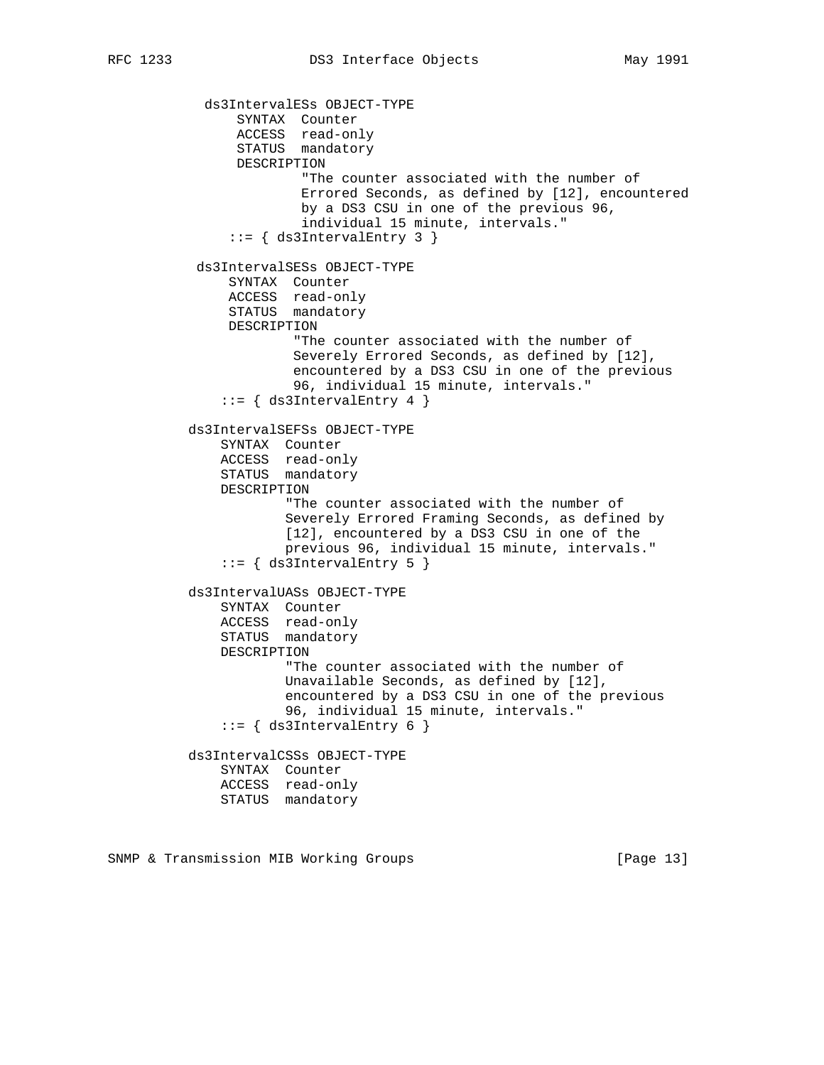```
          ds3IntervalESs OBJECT-TYPE
              SYNTAX  Counter
              ACCESS  read-only
              STATUS  mandatory
              DESCRIPTION
                      "The counter associated with the number of
                      Errored Seconds, as defined by [12], encountered
                      by a DS3 CSU in one of the previous 96,
                      individual 15 minute, intervals."
             ::= { ds3IntervalEntry 3 }

          ds3IntervalSESs OBJECT-TYPE
              SYNTAX  Counter
              ACCESS  read-only
              STATUS  mandatory
              DESCRIPTION
                      "The counter associated with the number of
                      Severely Errored Seconds, as defined by [12],
                      encountered by a DS3 CSU in one of the previous
                      96, individual 15 minute, intervals."
              ::= { ds3IntervalEntry 4 }

          ds3IntervalSEFSs OBJECT-TYPE
              SYNTAX  Counter
              ACCESS  read-only
              STATUS  mandatory
              DESCRIPTION
                      "The counter associated with the number of
                      Severely Errored Framing Seconds, as defined by
                      [12], encountered by a DS3 CSU in one of the
                      previous 96, individual 15 minute, intervals."
              ::= { ds3IntervalEntry 5 }

          ds3IntervalUASs OBJECT-TYPE
              SYNTAX  Counter
              ACCESS  read-only
              STATUS  mandatory
              DESCRIPTION
                      "The counter associated with the number of
                      Unavailable Seconds, as defined by [12],
                      encountered by a DS3 CSU in one of the previous
                      96, individual 15 minute, intervals."
              ::= { ds3IntervalEntry 6 }

          ds3IntervalCSSs OBJECT-TYPE
              SYNTAX  Counter
              ACCESS  read-only
              STATUS  mandatory
```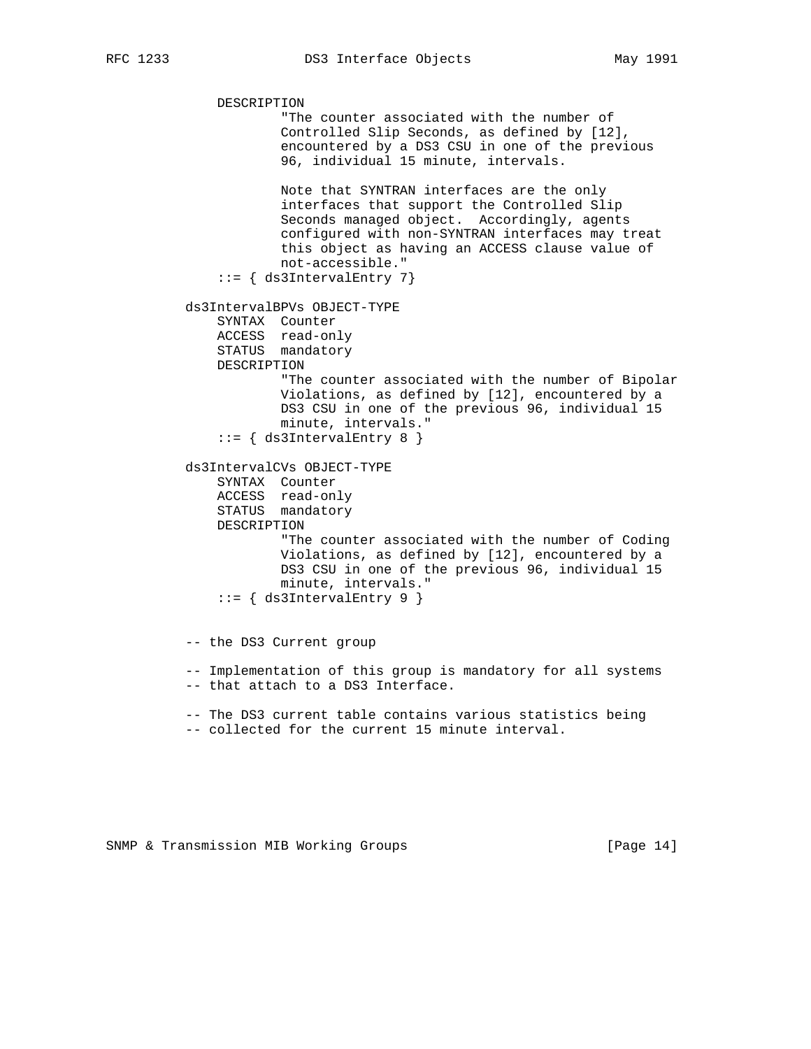```
               DESCRIPTION
                       "The counter associated with the number of
                       Controlled Slip Seconds, as defined by [12],
                       encountered by a DS3 CSU in one of the previous
                       96, individual 15 minute, intervals.

                       Note that SYNTRAN interfaces are the only
                       interfaces that support the Controlled Slip
                       Seconds managed object.  Accordingly, agents
                       configured with non-SYNTRAN interfaces may treat
                       this object as having an ACCESS clause value of
                       not-accessible."
               ::= { ds3IntervalEntry 7}

           ds3IntervalBPVs OBJECT-TYPE
               SYNTAX  Counter
               ACCESS  read-only
               STATUS  mandatory
               DESCRIPTION
                       "The counter associated with the number of Bipolar
                       Violations, as defined by [12], encountered by a
                       DS3 CSU in one of the previous 96, individual 15
                       minute, intervals."
               ::= { ds3IntervalEntry 8 }

           ds3IntervalCVs OBJECT-TYPE
               SYNTAX  Counter
               ACCESS  read-only
               STATUS  mandatory
               DESCRIPTION
                       "The counter associated with the number of Coding
                       Violations, as defined by [12], encountered by a
                       DS3 CSU in one of the previous 96, individual 15
                       minute, intervals."
               ::= { ds3IntervalEntry 9 }


           -- the DS3 Current group

           -- Implementation of this group is mandatory for all systems
           -- that attach to a DS3 Interface.

           -- The DS3 current table contains various statistics being
           -- collected for the current 15 minute interval.
```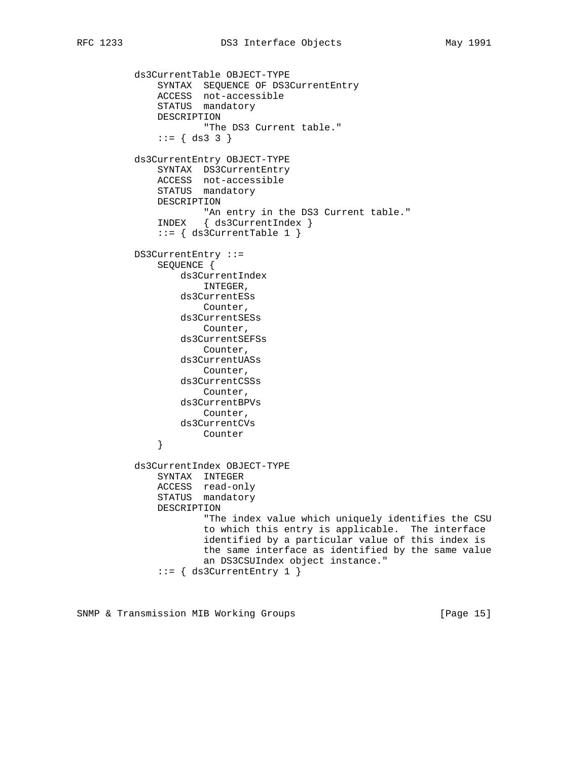```
          ds3CurrentTable OBJECT-TYPE
              SYNTAX  SEQUENCE OF DS3CurrentEntry
              ACCESS  not-accessible
              STATUS  mandatory
              DESCRIPTION
                      "The DS3 Current table."
              ::= { ds3 3 }

          ds3CurrentEntry OBJECT-TYPE
              SYNTAX  DS3CurrentEntry
              ACCESS  not-accessible
              STATUS  mandatory
              DESCRIPTION
                      "An entry in the DS3 Current table."
              INDEX   { ds3CurrentIndex }
              ::= { ds3CurrentTable 1 }

          DS3CurrentEntry ::=
              SEQUENCE {
                  ds3CurrentIndex
                      INTEGER,
                  ds3CurrentESs
                      Counter,
                  ds3CurrentSESs
                      Counter,
                  ds3CurrentSEFSs
                      Counter,
                  ds3CurrentUASs
                      Counter,
                  ds3CurrentCSSs
                      Counter,
                  ds3CurrentBPVs
                      Counter,
                  ds3CurrentCVs
                      Counter
              }

          ds3CurrentIndex OBJECT-TYPE
              SYNTAX  INTEGER
              ACCESS  read-only
              STATUS  mandatory
              DESCRIPTION
                      "The index value which uniquely identifies the CSU
                      to which this entry is applicable.  The interface
                      identified by a particular value of this index is
                      the same interface as identified by the same value
                      an DS3CSUIndex object instance."
              ::= { ds3CurrentEntry 1 }
```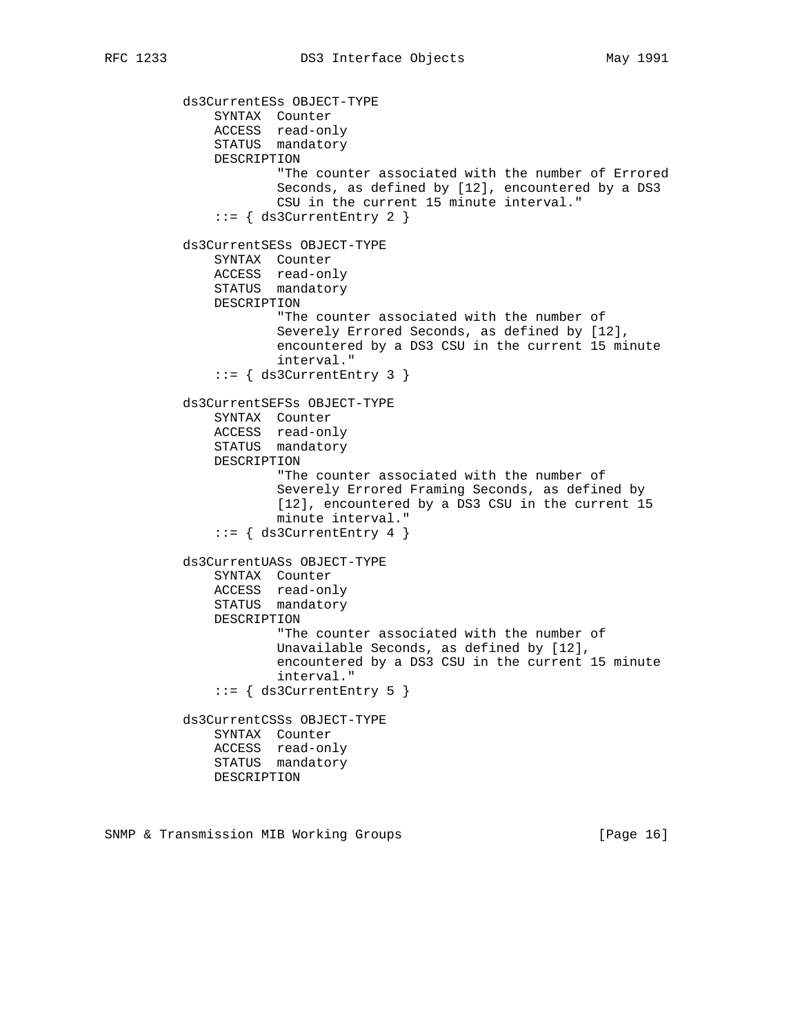```
          ds3CurrentESs OBJECT-TYPE
              SYNTAX  Counter
              ACCESS  read-only
              STATUS  mandatory
              DESCRIPTION
                      "The counter associated with the number of Errored
                      Seconds, as defined by [12], encountered by a DS3
                      CSU in the current 15 minute interval."
              ::= { ds3CurrentEntry 2 }

          ds3CurrentSESs OBJECT-TYPE
              SYNTAX  Counter
              ACCESS  read-only
              STATUS  mandatory
              DESCRIPTION
                      "The counter associated with the number of
                      Severely Errored Seconds, as defined by [12],
                      encountered by a DS3 CSU in the current 15 minute
                      interval."
              ::= { ds3CurrentEntry 3 }

          ds3CurrentSEFSs OBJECT-TYPE
              SYNTAX  Counter
              ACCESS  read-only
              STATUS  mandatory
              DESCRIPTION
                      "The counter associated with the number of
                      Severely Errored Framing Seconds, as defined by
                      [12], encountered by a DS3 CSU in the current 15
                      minute interval."
              ::= { ds3CurrentEntry 4 }

          ds3CurrentUASs OBJECT-TYPE
              SYNTAX  Counter
              ACCESS  read-only
              STATUS  mandatory
              DESCRIPTION
                      "The counter associated with the number of
                      Unavailable Seconds, as defined by [12],
                      encountered by a DS3 CSU in the current 15 minute
                      interval."
              ::= { ds3CurrentEntry 5 }

          ds3CurrentCSSs OBJECT-TYPE
              SYNTAX  Counter
              ACCESS  read-only
              STATUS  mandatory
              DESCRIPTION
```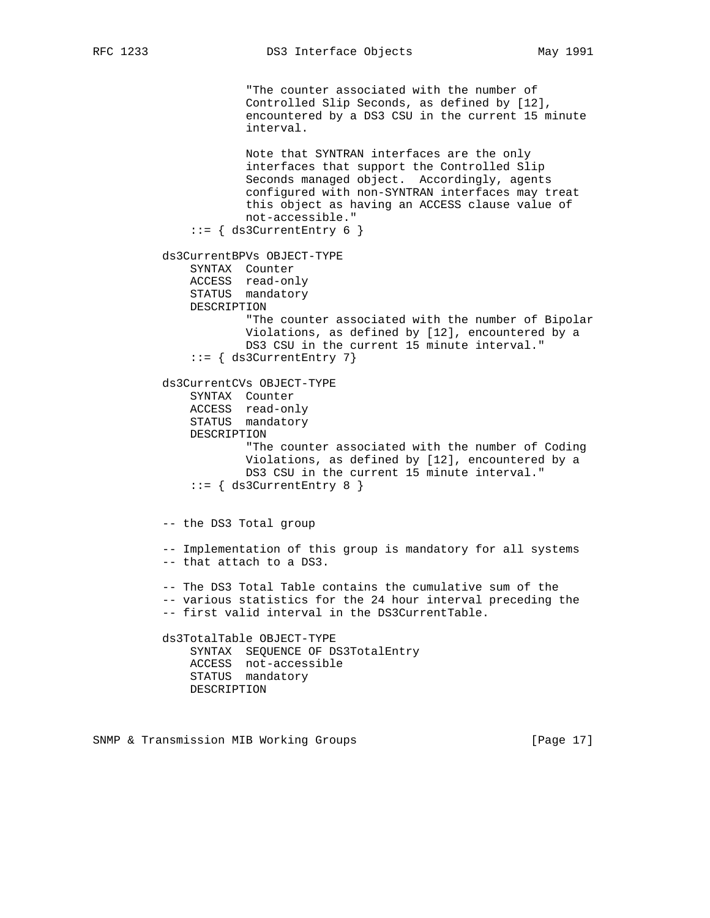```
                "The counter associated with the number of
                Controlled Slip Seconds, as defined by [12],
                encountered by a DS3 CSU in the current 15 minute
                interval.

                Note that SYNTRAN interfaces are the only
                interfaces that support the Controlled Slip
                Seconds managed object.  Accordingly, agents
                configured with non-SYNTRAN interfaces may treat
                this object as having an ACCESS clause value of
                not-accessible."
        ::= { ds3CurrentEntry 6 }

    ds3CurrentBPVs OBJECT-TYPE
        SYNTAX  Counter
        ACCESS  read-only
        STATUS  mandatory
        DESCRIPTION
                "The counter associated with the number of Bipolar
                Violations, as defined by [12], encountered by a
                DS3 CSU in the current 15 minute interval."
        ::= { ds3CurrentEntry 7}

    ds3CurrentCVs OBJECT-TYPE
        SYNTAX  Counter
        ACCESS  read-only
        STATUS  mandatory
        DESCRIPTION
                "The counter associated with the number of Coding
                Violations, as defined by [12], encountered by a
                DS3 CSU in the current 15 minute interval."
        ::= { ds3CurrentEntry 8 }


    -- the DS3 Total group

    -- Implementation of this group is mandatory for all systems
    -- that attach to a DS3.

    -- The DS3 Total Table contains the cumulative sum of the
    -- various statistics for the 24 hour interval preceding the
    -- first valid interval in the DS3CurrentTable.

    ds3TotalTable OBJECT-TYPE
        SYNTAX  SEQUENCE OF DS3TotalEntry
        ACCESS  not-accessible
        STATUS  mandatory
        DESCRIPTION
```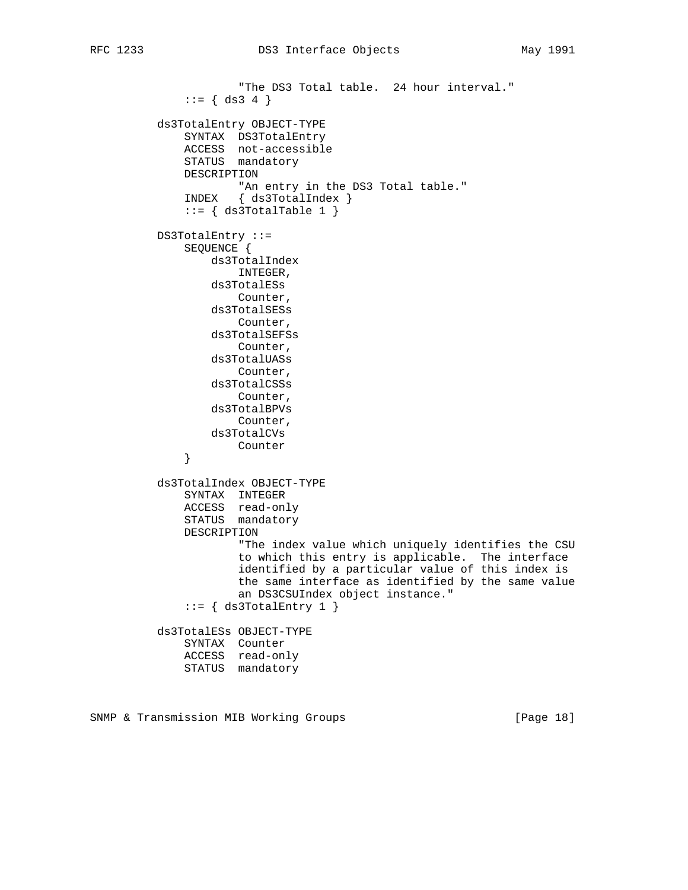```
                 "The DS3 Total table.  24 hour interval."
         ::= { ds3 4 }

     ds3TotalEntry OBJECT-TYPE
         SYNTAX  DS3TotalEntry
         ACCESS  not-accessible
         STATUS  mandatory
         DESCRIPTION
                 "An entry in the DS3 Total table."
         INDEX   { ds3TotalIndex }
         ::= { ds3TotalTable 1 }

     DS3TotalEntry ::=
         SEQUENCE {
             ds3TotalIndex
                 INTEGER,
             ds3TotalESs
                 Counter,
             ds3TotalSESs
                 Counter,
             ds3TotalSEFSs
                 Counter,
             ds3TotalUASs
                 Counter,
             ds3TotalCSSs
                 Counter,
             ds3TotalBPVs
                 Counter,
             ds3TotalCVs
                 Counter
         }

     ds3TotalIndex OBJECT-TYPE
         SYNTAX  INTEGER
         ACCESS  read-only
         STATUS  mandatory
         DESCRIPTION
                 "The index value which uniquely identifies the CSU
                 to which this entry is applicable.  The interface
                 identified by a particular value of this index is
                 the same interface as identified by the same value
                 an DS3CSUIndex object instance."
         ::= { ds3TotalEntry 1 }

     ds3TotalESs OBJECT-TYPE
         SYNTAX  Counter
         ACCESS  read-only
         STATUS  mandatory
```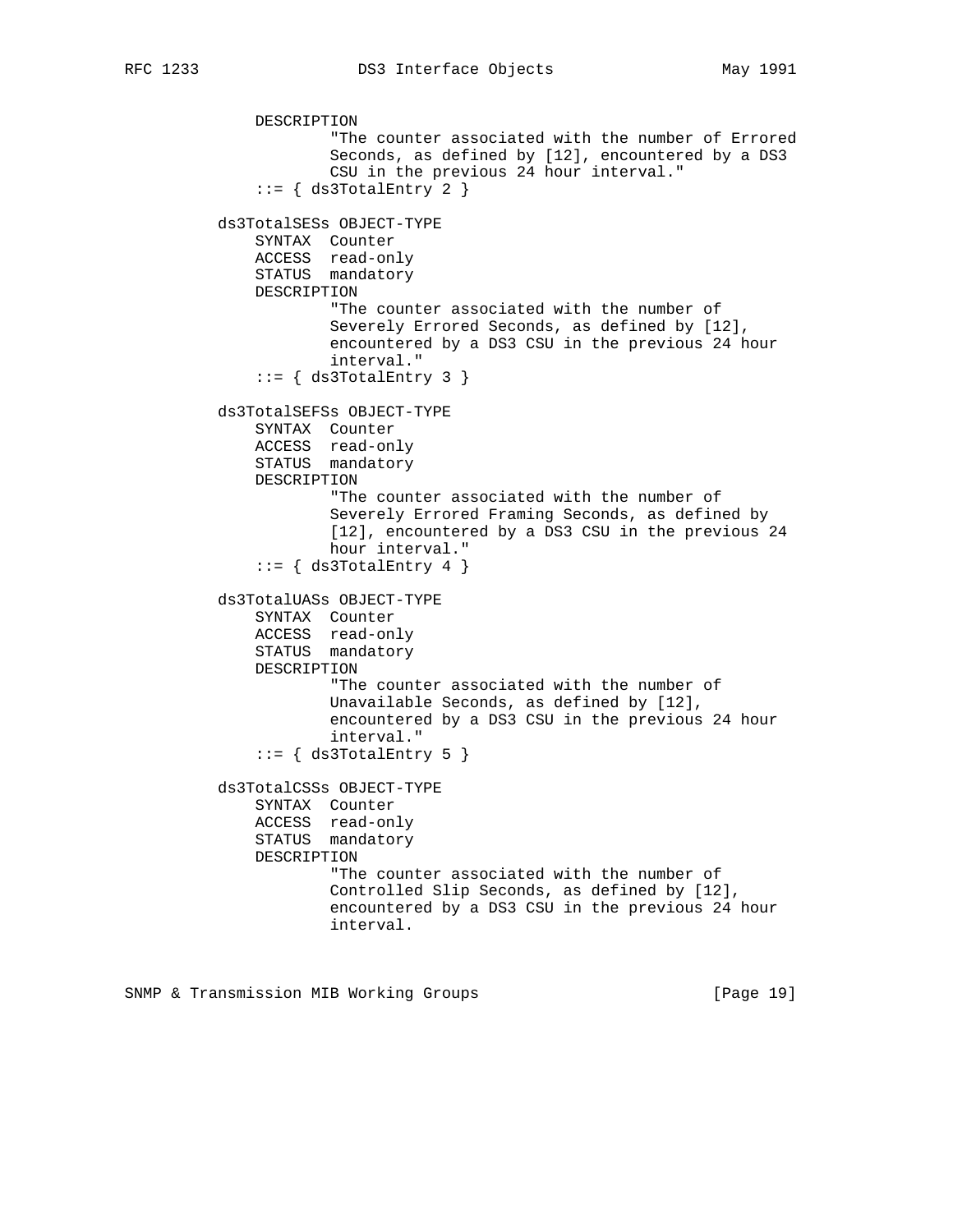```
          DESCRIPTION
                  "The counter associated with the number of Errored
                  Seconds, as defined by [12], encountered by a DS3
                  CSU in the previous 24 hour interval."
          ::= { ds3TotalEntry 2 }

      ds3TotalSESs OBJECT-TYPE
          SYNTAX  Counter
          ACCESS  read-only
          STATUS  mandatory
          DESCRIPTION
                  "The counter associated with the number of
                  Severely Errored Seconds, as defined by [12],
                  encountered by a DS3 CSU in the previous 24 hour
                  interval."
          ::= { ds3TotalEntry 3 }

      ds3TotalSEFSs OBJECT-TYPE
          SYNTAX  Counter
          ACCESS  read-only
          STATUS  mandatory
          DESCRIPTION
                  "The counter associated with the number of
                  Severely Errored Framing Seconds, as defined by
                  [12], encountered by a DS3 CSU in the previous 24
                  hour interval."
          ::= { ds3TotalEntry 4 }

      ds3TotalUASs OBJECT-TYPE
          SYNTAX  Counter
          ACCESS  read-only
          STATUS  mandatory
          DESCRIPTION
                  "The counter associated with the number of
                  Unavailable Seconds, as defined by [12],
                  encountered by a DS3 CSU in the previous 24 hour
                  interval."
          ::= { ds3TotalEntry 5 }

      ds3TotalCSSs OBJECT-TYPE
          SYNTAX  Counter
          ACCESS  read-only
          STATUS  mandatory
          DESCRIPTION
                  "The counter associated with the number of
                  Controlled Slip Seconds, as defined by [12],
                  encountered by a DS3 CSU in the previous 24 hour
                  interval.
```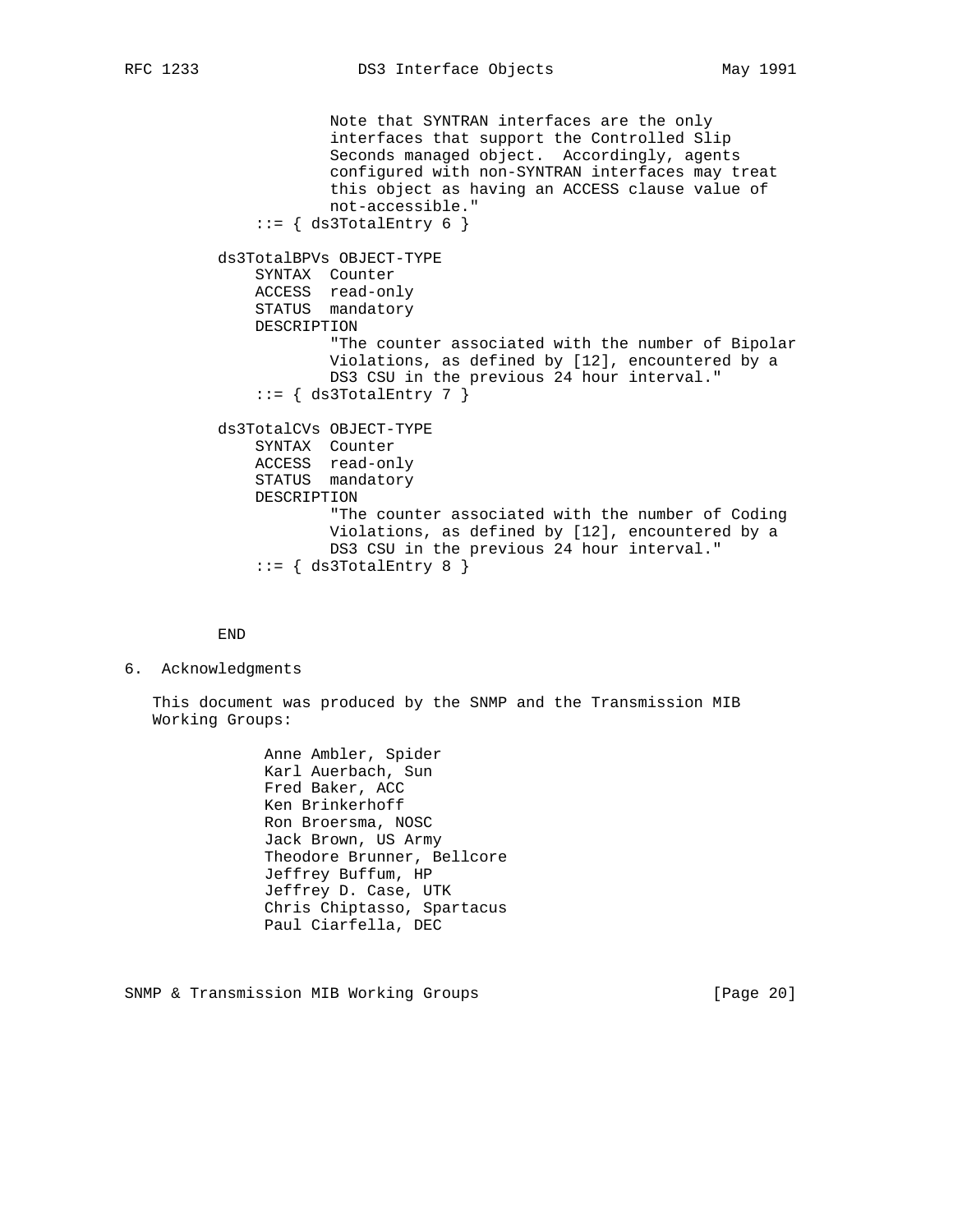```
                    Note that SYNTRAN interfaces are the only
                    interfaces that support the Controlled Slip
                    Seconds managed object.  Accordingly, agents
                    configured with non-SYNTRAN interfaces may treat
                    this object as having an ACCESS clause value of
                    not-accessible."
                ::= { ds3TotalEntry 6 }

          ds3TotalBPVs OBJECT-TYPE
              SYNTAX  Counter
              ACCESS  read-only
              STATUS  mandatory
              DESCRIPTION
                      "The counter associated with the number of Bipolar
                      Violations, as defined by [12], encountered by a
                      DS3 CSU in the previous 24 hour interval."
              ::= { ds3TotalEntry 7 }

          ds3TotalCVs OBJECT-TYPE
              SYNTAX  Counter
              ACCESS  read-only
              STATUS  mandatory
              DESCRIPTION
                      "The counter associated with the number of Coding
                      Violations, as defined by [12], encountered by a
                      DS3 CSU in the previous 24 hour interval."
              ::= { ds3TotalEntry 8 }


          END
```

## 6. Acknowledgments

This document was produced by the SNMP and the Transmission MIB Working Groups:

Anne Ambler, Spider
Karl Auerbach, Sun
Fred Baker, ACC
Ken Brinkerhoff
Ron Broersma, NOSC
Jack Brown, US Army
Theodore Brunner, Bellcore
Jeffrey Buffum, HP
Jeffrey D. Case, UTK
Chris Chiptasso, Spartacus
Paul Ciarfella, DEC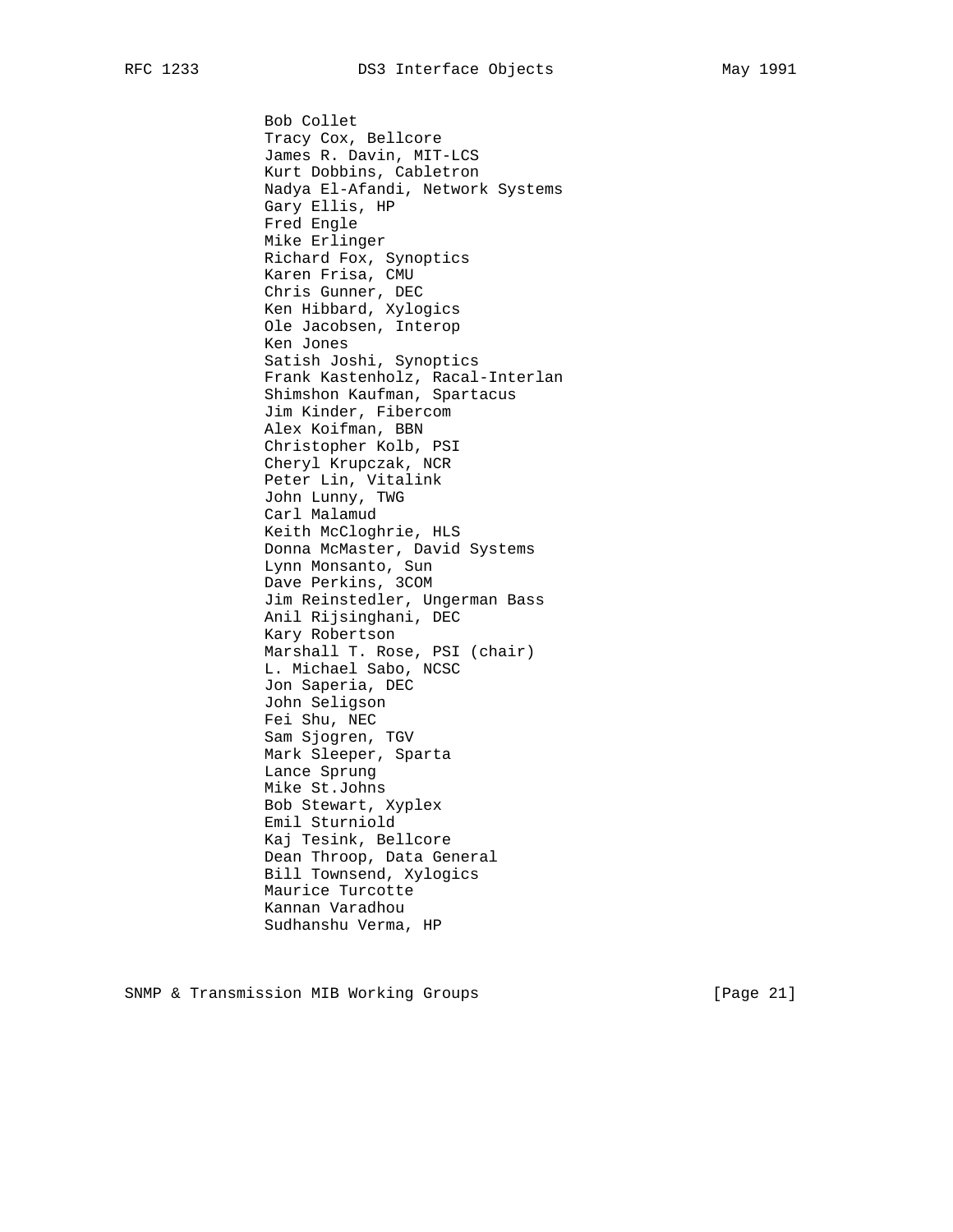Bob Collet
Tracy Cox, Bellcore
James R. Davin, MIT-LCS
Kurt Dobbins, Cabletron
Nadya El-Afandi, Network Systems
Gary Ellis, HP
Fred Engle
Mike Erlinger
Richard Fox, Synoptics
Karen Frisa, CMU
Chris Gunner, DEC
Ken Hibbard, Xylogics
Ole Jacobsen, Interop
Ken Jones
Satish Joshi, Synoptics
Frank Kastenholz, Racal-Interlan
Shimshon Kaufman, Spartacus
Jim Kinder, Fibercom
Alex Koifman, BBN
Christopher Kolb, PSI
Cheryl Krupczak, NCR
Peter Lin, Vitalink
John Lunny, TWG
Carl Malamud
Keith McCloghrie, HLS
Donna McMaster, David Systems
Lynn Monsanto, Sun
Dave Perkins, 3COM
Jim Reinstedler, Ungerman Bass
Anil Rijsinghani, DEC
Kary Robertson
Marshall T. Rose, PSI (chair)
L. Michael Sabo, NCSC
Jon Saperia, DEC
John Seligson
Fei Shu, NEC
Sam Sjogren, TGV
Mark Sleeper, Sparta
Lance Sprung
Mike St.Johns
Bob Stewart, Xyplex
Emil Sturniold
Kaj Tesink, Bellcore
Dean Throop, Data General
Bill Townsend, Xylogics
Maurice Turcotte
Kannan Varadhou
Sudhanshu Verma, HP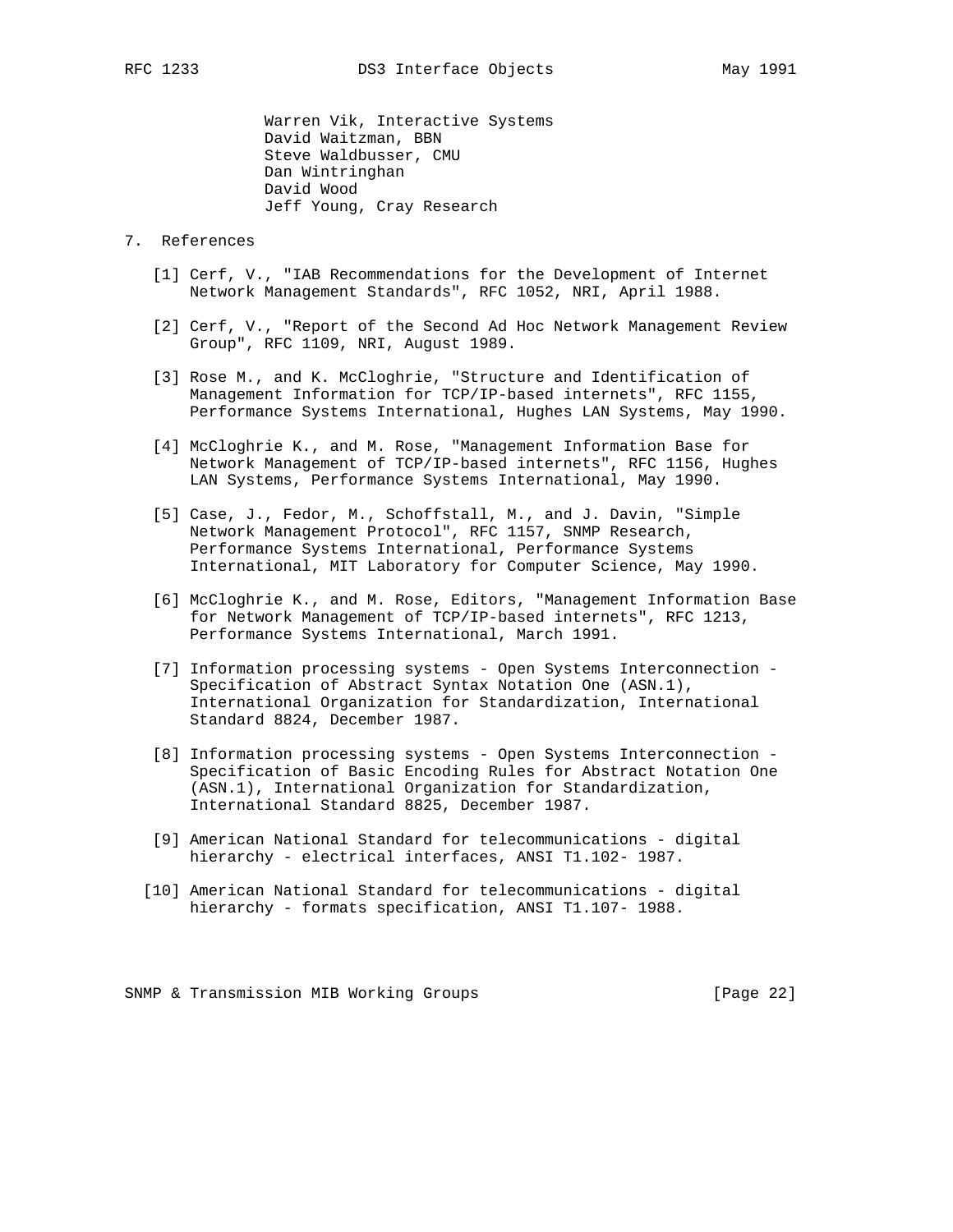Warren Vik, Interactive Systems
David Waitzman, BBN
Steve Waldbusser, CMU
Dan Wintringhan
David Wood
Jeff Young, Cray Research

## 7. References

[1] Cerf, V., "IAB Recommendations for the Development of Internet Network Management Standards", RFC 1052, NRI, April 1988.

[2] Cerf, V., "Report of the Second Ad Hoc Network Management Review Group", RFC 1109, NRI, August 1989.

[3] Rose M., and K. McCloghrie, "Structure and Identification of Management Information for TCP/IP-based internets", RFC 1155, Performance Systems International, Hughes LAN Systems, May 1990.

[4] McCloghrie K., and M. Rose, "Management Information Base for Network Management of TCP/IP-based internets", RFC 1156, Hughes LAN Systems, Performance Systems International, May 1990.

[5] Case, J., Fedor, M., Schoffstall, M., and J. Davin, "Simple Network Management Protocol", RFC 1157, SNMP Research, Performance Systems International, Performance Systems International, MIT Laboratory for Computer Science, May 1990.

[6] McCloghrie K., and M. Rose, Editors, "Management Information Base for Network Management of TCP/IP-based internets", RFC 1213, Performance Systems International, March 1991.

[7] Information processing systems - Open Systems Interconnection - Specification of Abstract Syntax Notation One (ASN.1), International Organization for Standardization, International Standard 8824, December 1987.

[8] Information processing systems - Open Systems Interconnection - Specification of Basic Encoding Rules for Abstract Notation One (ASN.1), International Organization for Standardization, International Standard 8825, December 1987.

[9] American National Standard for telecommunications - digital hierarchy - electrical interfaces, ANSI T1.102- 1987.

[10] American National Standard for telecommunications - digital hierarchy - formats specification, ANSI T1.107- 1988.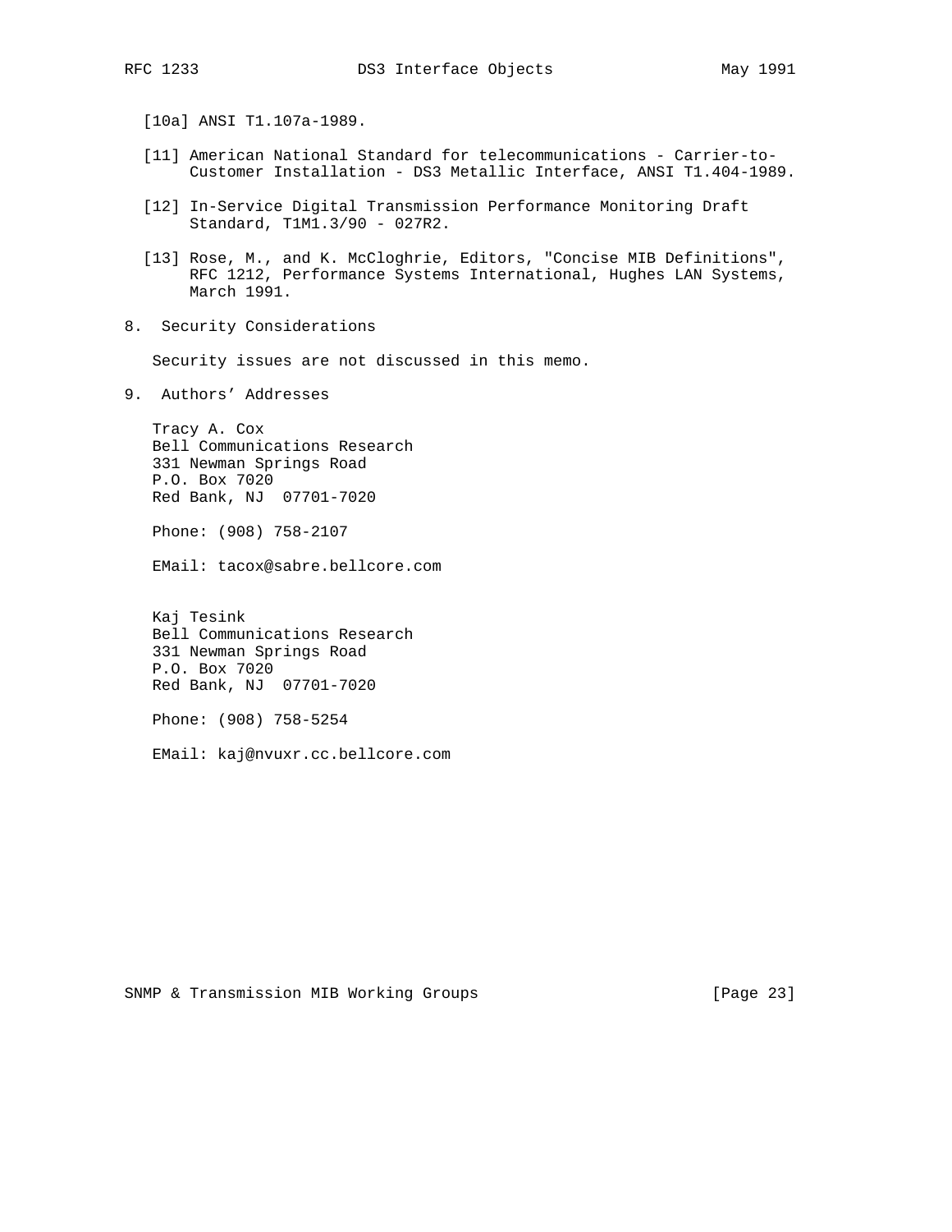[10a] ANSI T1.107a-1989.

[11] American National Standard for telecommunications - Carrier-to-Customer Installation - DS3 Metallic Interface, ANSI T1.404-1989.

[12] In-Service Digital Transmission Performance Monitoring Draft Standard, T1M1.3/90 - 027R2.

[13] Rose, M., and K. McCloghrie, Editors, "Concise MIB Definitions", RFC 1212, Performance Systems International, Hughes LAN Systems, March 1991.

## 8. Security Considerations

Security issues are not discussed in this memo.

## 9. Authors' Addresses

Tracy A. Cox
Bell Communications Research
331 Newman Springs Road
P.O. Box 7020
Red Bank, NJ 07701-7020

Phone: (908) 758-2107

EMail: tacox@sabre.bellcore.com

Kaj Tesink
Bell Communications Research
331 Newman Springs Road
P.O. Box 7020
Red Bank, NJ 07701-7020

Phone: (908) 758-5254

EMail: kaj@nvuxr.cc.bellcore.com